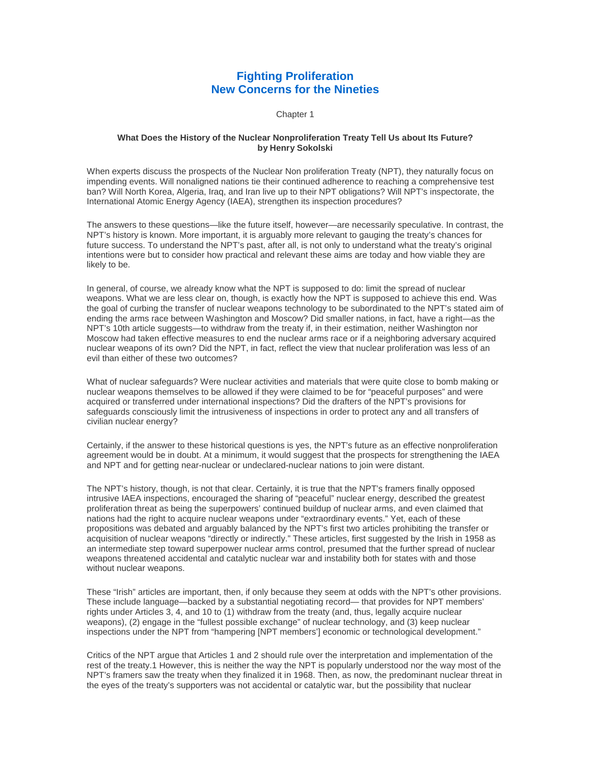# Fighting Proliferation
# New Concerns for the Nineties

Chapter 1

### What Does the History of the Nuclear Nonproliferation Treaty Tell Us about Its Future?
**by Henry Sokolski**

When experts discuss the prospects of the Nuclear Non proliferation Treaty (NPT), they naturally focus on impending events. Will nonaligned nations tie their continued adherence to reaching a comprehensive test ban? Will North Korea, Algeria, Iraq, and Iran live up to their NPT obligations? Will NPT's inspectorate, the International Atomic Energy Agency (IAEA), strengthen its inspection procedures?

The answers to these questions—like the future itself, however—are necessarily speculative. In contrast, the NPT's history is known. More important, it is arguably more relevant to gauging the treaty's chances for future success. To understand the NPT's past, after all, is not only to understand what the treaty's original intentions were but to consider how practical and relevant these aims are today and how viable they are likely to be.

In general, of course, we already know what the NPT is supposed to do: limit the spread of nuclear weapons. What we are less clear on, though, is exactly how the NPT is supposed to achieve this end. Was the goal of curbing the transfer of nuclear weapons technology to be subordinated to the NPT's stated aim of ending the arms race between Washington and Moscow? Did smaller nations, in fact, have a right—as the NPT's 10th article suggests—to withdraw from the treaty if, in their estimation, neither Washington nor Moscow had taken effective measures to end the nuclear arms race or if a neighboring adversary acquired nuclear weapons of its own? Did the NPT, in fact, reflect the view that nuclear proliferation was less of an evil than either of these two outcomes?

What of nuclear safeguards? Were nuclear activities and materials that were quite close to bomb making or nuclear weapons themselves to be allowed if they were claimed to be for "peaceful purposes" and were acquired or transferred under international inspections? Did the drafters of the NPT's provisions for safeguards consciously limit the intrusiveness of inspections in order to protect any and all transfers of civilian nuclear energy?

Certainly, if the answer to these historical questions is yes, the NPT's future as an effective nonproliferation agreement would be in doubt. At a minimum, it would suggest that the prospects for strengthening the IAEA and NPT and for getting near-nuclear or undeclared-nuclear nations to join were distant.

The NPT's history, though, is not that clear. Certainly, it is true that the NPT's framers finally opposed intrusive IAEA inspections, encouraged the sharing of "peaceful" nuclear energy, described the greatest proliferation threat as being the superpowers' continued buildup of nuclear arms, and even claimed that nations had the right to acquire nuclear weapons under "extraordinary events." Yet, each of these propositions was debated and arguably balanced by the NPT's first two articles prohibiting the transfer or acquisition of nuclear weapons "directly or indirectly." These articles, first suggested by the Irish in 1958 as an intermediate step toward superpower nuclear arms control, presumed that the further spread of nuclear weapons threatened accidental and catalytic nuclear war and instability both for states with and those without nuclear weapons.

These "Irish" articles are important, then, if only because they seem at odds with the NPT's other provisions. These include language—backed by a substantial negotiating record— that provides for NPT members' rights under Articles 3, 4, and 10 to (1) withdraw from the treaty (and, thus, legally acquire nuclear weapons), (2) engage in the "fullest possible exchange" of nuclear technology, and (3) keep nuclear inspections under the NPT from "hampering [NPT members'] economic or technological development."

Critics of the NPT argue that Articles 1 and 2 should rule over the interpretation and implementation of the rest of the treaty.1 However, this is neither the way the NPT is popularly understood nor the way most of the NPT's framers saw the treaty when they finalized it in 1968. Then, as now, the predominant nuclear threat in the eyes of the treaty's supporters was not accidental or catalytic war, but the possibility that nuclear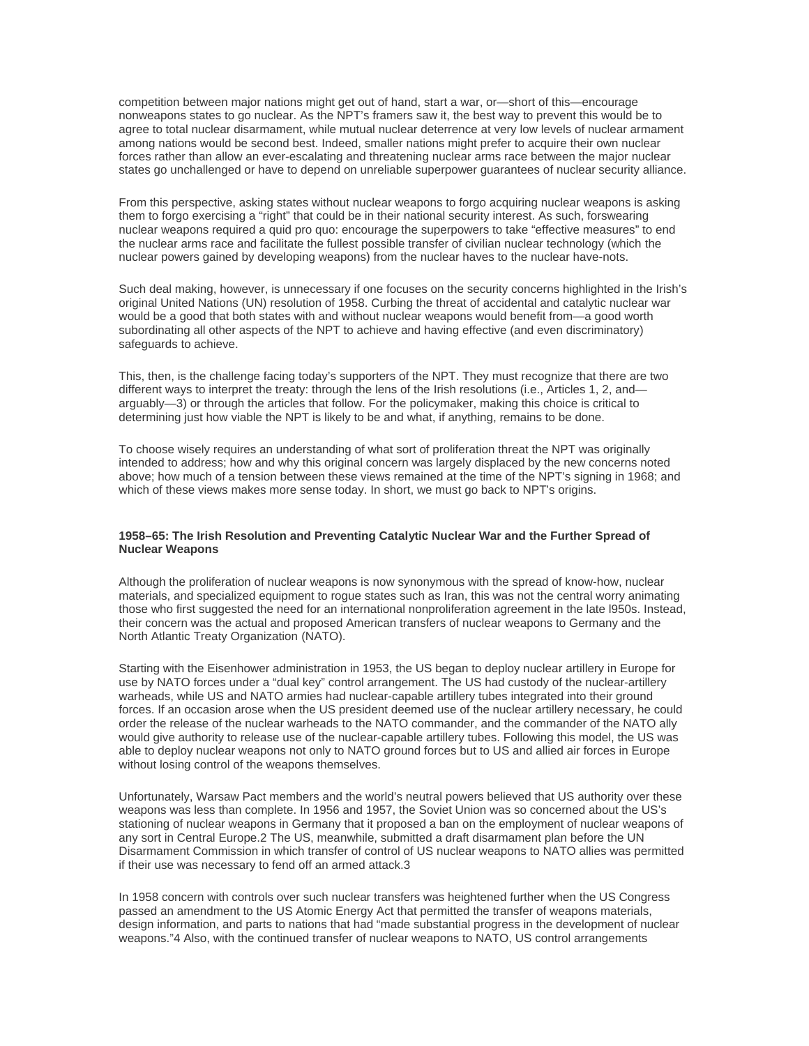competition between major nations might get out of hand, start a war, or—short of this—encourage nonweapons states to go nuclear. As the NPT's framers saw it, the best way to prevent this would be to agree to total nuclear disarmament, while mutual nuclear deterrence at very low levels of nuclear armament among nations would be second best. Indeed, smaller nations might prefer to acquire their own nuclear forces rather than allow an ever-escalating and threatening nuclear arms race between the major nuclear states go unchallenged or have to depend on unreliable superpower guarantees of nuclear security alliance.

From this perspective, asking states without nuclear weapons to forgo acquiring nuclear weapons is asking them to forgo exercising a "right" that could be in their national security interest. As such, forswearing nuclear weapons required a quid pro quo: encourage the superpowers to take "effective measures" to end the nuclear arms race and facilitate the fullest possible transfer of civilian nuclear technology (which the nuclear powers gained by developing weapons) from the nuclear haves to the nuclear have-nots.

Such deal making, however, is unnecessary if one focuses on the security concerns highlighted in the Irish's original United Nations (UN) resolution of 1958. Curbing the threat of accidental and catalytic nuclear war would be a good that both states with and without nuclear weapons would benefit from—a good worth subordinating all other aspects of the NPT to achieve and having effective (and even discriminatory) safeguards to achieve.

This, then, is the challenge facing today's supporters of the NPT. They must recognize that there are two different ways to interpret the treaty: through the lens of the Irish resolutions (i.e., Articles 1, 2, and—arguably—3) or through the articles that follow. For the policymaker, making this choice is critical to determining just how viable the NPT is likely to be and what, if anything, remains to be done.

To choose wisely requires an understanding of what sort of proliferation threat the NPT was originally intended to address; how and why this original concern was largely displaced by the new concerns noted above; how much of a tension between these views remained at the time of the NPT's signing in 1968; and which of these views makes more sense today. In short, we must go back to NPT's origins.

### 1958–65: The Irish Resolution and Preventing Catalytic Nuclear War and the Further Spread of Nuclear Weapons

Although the proliferation of nuclear weapons is now synonymous with the spread of know-how, nuclear materials, and specialized equipment to rogue states such as Iran, this was not the central worry animating those who first suggested the need for an international nonproliferation agreement in the late l950s. Instead, their concern was the actual and proposed American transfers of nuclear weapons to Germany and the North Atlantic Treaty Organization (NATO).

Starting with the Eisenhower administration in 1953, the US began to deploy nuclear artillery in Europe for use by NATO forces under a "dual key" control arrangement. The US had custody of the nuclear-artillery warheads, while US and NATO armies had nuclear-capable artillery tubes integrated into their ground forces. If an occasion arose when the US president deemed use of the nuclear artillery necessary, he could order the release of the nuclear warheads to the NATO commander, and the commander of the NATO ally would give authority to release use of the nuclear-capable artillery tubes. Following this model, the US was able to deploy nuclear weapons not only to NATO ground forces but to US and allied air forces in Europe without losing control of the weapons themselves.

Unfortunately, Warsaw Pact members and the world's neutral powers believed that US authority over these weapons was less than complete. In 1956 and 1957, the Soviet Union was so concerned about the US's stationing of nuclear weapons in Germany that it proposed a ban on the employment of nuclear weapons of any sort in Central Europe.[2] The US, meanwhile, submitted a draft disarmament plan before the UN Disarmament Commission in which transfer of control of US nuclear weapons to NATO allies was permitted if their use was necessary to fend off an armed attack.[3]

In 1958 concern with controls over such nuclear transfers was heightened further when the US Congress passed an amendment to the US Atomic Energy Act that permitted the transfer of weapons materials, design information, and parts to nations that had "made substantial progress in the development of nuclear weapons."[4] Also, with the continued transfer of nuclear weapons to NATO, US control arrangements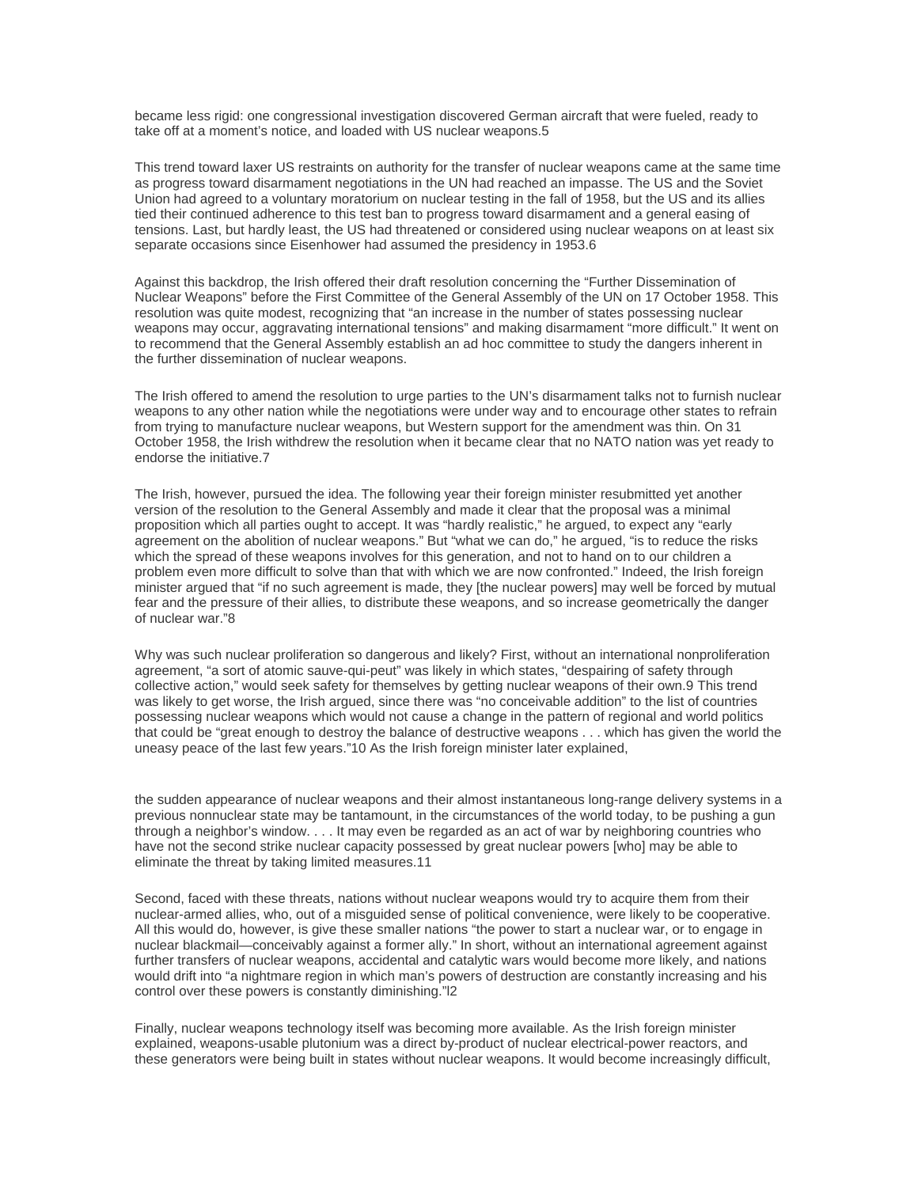became less rigid: one congressional investigation discovered German aircraft that were fueled, ready to take off at a moment's notice, and loaded with US nuclear weapons.[5]

This trend toward laxer US restraints on authority for the transfer of nuclear weapons came at the same time as progress toward disarmament negotiations in the UN had reached an impasse. The US and the Soviet Union had agreed to a voluntary moratorium on nuclear testing in the fall of 1958, but the US and its allies tied their continued adherence to this test ban to progress toward disarmament and a general easing of tensions. Last, but hardly least, the US had threatened or considered using nuclear weapons on at least six separate occasions since Eisenhower had assumed the presidency in 1953.[6]

Against this backdrop, the Irish offered their draft resolution concerning the "Further Dissemination of Nuclear Weapons" before the First Committee of the General Assembly of the UN on 17 October 1958. This resolution was quite modest, recognizing that "an increase in the number of states possessing nuclear weapons may occur, aggravating international tensions" and making disarmament "more difficult." It went on to recommend that the General Assembly establish an ad hoc committee to study the dangers inherent in the further dissemination of nuclear weapons.

The Irish offered to amend the resolution to urge parties to the UN's disarmament talks not to furnish nuclear weapons to any other nation while the negotiations were under way and to encourage other states to refrain from trying to manufacture nuclear weapons, but Western support for the amendment was thin. On 31 October 1958, the Irish withdrew the resolution when it became clear that no NATO nation was yet ready to endorse the initiative.[7]

The Irish, however, pursued the idea. The following year their foreign minister resubmitted yet another version of the resolution to the General Assembly and made it clear that the proposal was a minimal proposition which all parties ought to accept. It was "hardly realistic," he argued, to expect any "early agreement on the abolition of nuclear weapons." But "what we can do," he argued, "is to reduce the risks which the spread of these weapons involves for this generation, and not to hand on to our children a problem even more difficult to solve than that with which we are now confronted." Indeed, the Irish foreign minister argued that "if no such agreement is made, they [the nuclear powers] may well be forced by mutual fear and the pressure of their allies, to distribute these weapons, and so increase geometrically the danger of nuclear war."[8]

Why was such nuclear proliferation so dangerous and likely? First, without an international nonproliferation agreement, "a sort of atomic sauve-qui-peut" was likely in which states, "despairing of safety through collective action," would seek safety for themselves by getting nuclear weapons of their own.[9] This trend was likely to get worse, the Irish argued, since there was "no conceivable addition" to the list of countries possessing nuclear weapons which would not cause a change in the pattern of regional and world politics that could be "great enough to destroy the balance of destructive weapons . . . which has given the world the uneasy peace of the last few years."[10] As the Irish foreign minister later explained,

> the sudden appearance of nuclear weapons and their almost instantaneous long-range delivery systems in a previous nonnuclear state may be tantamount, in the circumstances of the world today, to be pushing a gun through a neighbor's window. . . . It may even be regarded as an act of war by neighboring countries who have not the second strike nuclear capacity possessed by great nuclear powers [who] may be able to eliminate the threat by taking limited measures.[11]

Second, faced with these threats, nations without nuclear weapons would try to acquire them from their nuclear-armed allies, who, out of a misguided sense of political convenience, were likely to be cooperative. All this would do, however, is give these smaller nations "the power to start a nuclear war, or to engage in nuclear blackmail—conceivably against a former ally." In short, without an international agreement against further transfers of nuclear weapons, accidental and catalytic wars would become more likely, and nations would drift into "a nightmare region in which man's powers of destruction are constantly increasing and his control over these powers is constantly diminishing."[12]

Finally, nuclear weapons technology itself was becoming more available. As the Irish foreign minister explained, weapons-usable plutonium was a direct by-product of nuclear electrical-power reactors, and these generators were being built in states without nuclear weapons. It would become increasingly difficult,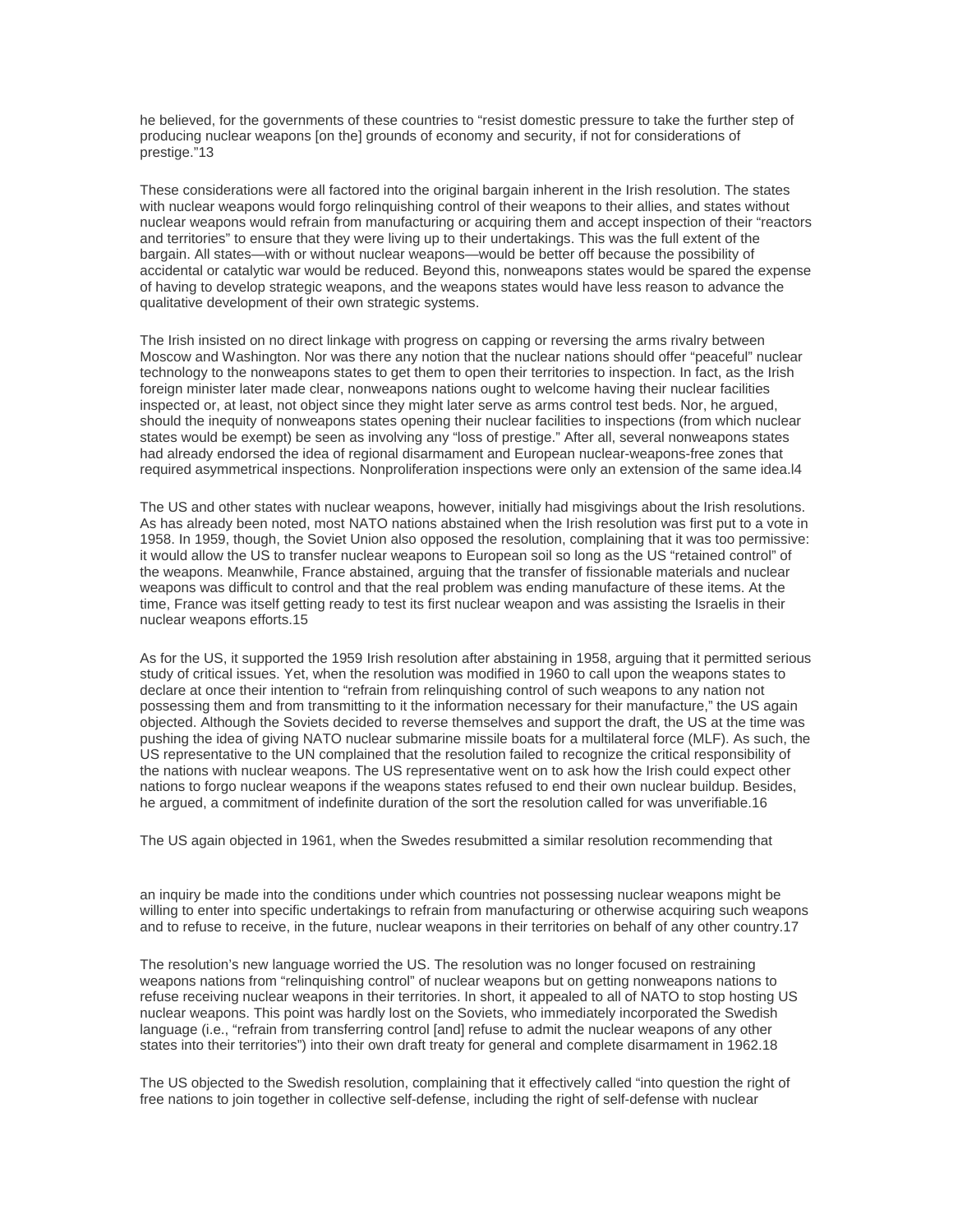he believed, for the governments of these countries to "resist domestic pressure to take the further step of producing nuclear weapons [on the] grounds of economy and security, if not for considerations of prestige."13

These considerations were all factored into the original bargain inherent in the Irish resolution. The states with nuclear weapons would forgo relinquishing control of their weapons to their allies, and states without nuclear weapons would refrain from manufacturing or acquiring them and accept inspection of their "reactors and territories" to ensure that they were living up to their undertakings. This was the full extent of the bargain. All states—with or without nuclear weapons—would be better off because the possibility of accidental or catalytic war would be reduced. Beyond this, nonweapons states would be spared the expense of having to develop strategic weapons, and the weapons states would have less reason to advance the qualitative development of their own strategic systems.

The Irish insisted on no direct linkage with progress on capping or reversing the arms rivalry between Moscow and Washington. Nor was there any notion that the nuclear nations should offer "peaceful" nuclear technology to the nonweapons states to get them to open their territories to inspection. In fact, as the Irish foreign minister later made clear, nonweapons nations ought to welcome having their nuclear facilities inspected or, at least, not object since they might later serve as arms control test beds. Nor, he argued, should the inequity of nonweapons states opening their nuclear facilities to inspections (from which nuclear states would be exempt) be seen as involving any "loss of prestige." After all, several nonweapons states had already endorsed the idea of regional disarmament and European nuclear-weapons-free zones that required asymmetrical inspections. Nonproliferation inspections were only an extension of the same idea.l4

The US and other states with nuclear weapons, however, initially had misgivings about the Irish resolutions. As has already been noted, most NATO nations abstained when the Irish resolution was first put to a vote in 1958. In 1959, though, the Soviet Union also opposed the resolution, complaining that it was too permissive: it would allow the US to transfer nuclear weapons to European soil so long as the US "retained control" of the weapons. Meanwhile, France abstained, arguing that the transfer of fissionable materials and nuclear weapons was difficult to control and that the real problem was ending manufacture of these items. At the time, France was itself getting ready to test its first nuclear weapon and was assisting the Israelis in their nuclear weapons efforts.15

As for the US, it supported the 1959 Irish resolution after abstaining in 1958, arguing that it permitted serious study of critical issues. Yet, when the resolution was modified in 1960 to call upon the weapons states to declare at once their intention to "refrain from relinquishing control of such weapons to any nation not possessing them and from transmitting to it the information necessary for their manufacture," the US again objected. Although the Soviets decided to reverse themselves and support the draft, the US at the time was pushing the idea of giving NATO nuclear submarine missile boats for a multilateral force (MLF). As such, the US representative to the UN complained that the resolution failed to recognize the critical responsibility of the nations with nuclear weapons. The US representative went on to ask how the Irish could expect other nations to forgo nuclear weapons if the weapons states refused to end their own nuclear buildup. Besides, he argued, a commitment of indefinite duration of the sort the resolution called for was unverifiable.16

The US again objected in 1961, when the Swedes resubmitted a similar resolution recommending that

an inquiry be made into the conditions under which countries not possessing nuclear weapons might be willing to enter into specific undertakings to refrain from manufacturing or otherwise acquiring such weapons and to refuse to receive, in the future, nuclear weapons in their territories on behalf of any other country.17

The resolution's new language worried the US. The resolution was no longer focused on restraining weapons nations from "relinquishing control" of nuclear weapons but on getting nonweapons nations to refuse receiving nuclear weapons in their territories. In short, it appealed to all of NATO to stop hosting US nuclear weapons. This point was hardly lost on the Soviets, who immediately incorporated the Swedish language (i.e., "refrain from transferring control [and] refuse to admit the nuclear weapons of any other states into their territories") into their own draft treaty for general and complete disarmament in 1962.18

The US objected to the Swedish resolution, complaining that it effectively called "into question the right of free nations to join together in collective self-defense, including the right of self-defense with nuclear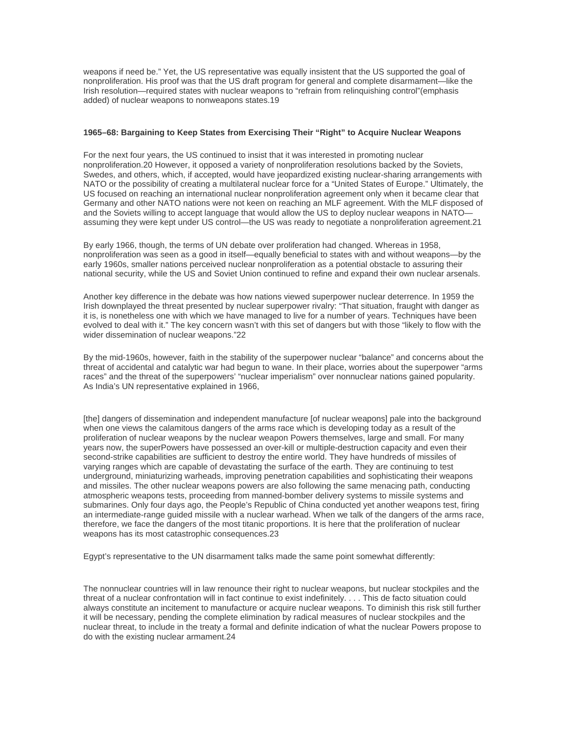weapons if need be." Yet, the US representative was equally insistent that the US supported the goal of nonproliferation. His proof was that the US draft program for general and complete disarmament—like the Irish resolution—required states with nuclear weapons to "refrain from relinquishing control"(emphasis added) of nuclear weapons to nonweapons states.[19]

### 1965–68: Bargaining to Keep States from Exercising Their "Right" to Acquire Nuclear Weapons

For the next four years, the US continued to insist that it was interested in promoting nuclear nonproliferation.[20] However, it opposed a variety of nonproliferation resolutions backed by the Soviets, Swedes, and others, which, if accepted, would have jeopardized existing nuclear-sharing arrangements with NATO or the possibility of creating a multilateral nuclear force for a "United States of Europe." Ultimately, the US focused on reaching an international nuclear nonproliferation agreement only when it became clear that Germany and other NATO nations were not keen on reaching an MLF agreement. With the MLF disposed of and the Soviets willing to accept language that would allow the US to deploy nuclear weapons in NATO—assuming they were kept under US control—the US was ready to negotiate a nonproliferation agreement.[21]

By early 1966, though, the terms of UN debate over proliferation had changed. Whereas in 1958, nonproliferation was seen as a good in itself—equally beneficial to states with and without weapons—by the early 1960s, smaller nations perceived nuclear nonproliferation as a potential obstacle to assuring their national security, while the US and Soviet Union continued to refine and expand their own nuclear arsenals.

Another key difference in the debate was how nations viewed superpower nuclear deterrence. In 1959 the Irish downplayed the threat presented by nuclear superpower rivalry: "That situation, fraught with danger as it is, is nonetheless one with which we have managed to live for a number of years. Techniques have been evolved to deal with it." The key concern wasn't with this set of dangers but with those "likely to flow with the wider dissemination of nuclear weapons."[22]

By the mid-1960s, however, faith in the stability of the superpower nuclear "balance" and concerns about the threat of accidental and catalytic war had begun to wane. In their place, worries about the superpower "arms races" and the threat of the superpowers' "nuclear imperialism" over nonnuclear nations gained popularity. As India's UN representative explained in 1966,

[the] dangers of dissemination and independent manufacture [of nuclear weapons] pale into the background when one views the calamitous dangers of the arms race which is developing today as a result of the proliferation of nuclear weapons by the nuclear weapon Powers themselves, large and small. For many years now, the superPowers have possessed an over-kill or multiple-destruction capacity and even their second-strike capabilities are sufficient to destroy the entire world. They have hundreds of missiles of varying ranges which are capable of devastating the surface of the earth. They are continuing to test underground, miniaturizing warheads, improving penetration capabilities and sophisticating their weapons and missiles. The other nuclear weapons powers are also following the same menacing path, conducting atmospheric weapons tests, proceeding from manned-bomber delivery systems to missile systems and submarines. Only four days ago, the People's Republic of China conducted yet another weapons test, firing an intermediate-range guided missile with a nuclear warhead. When we talk of the dangers of the arms race, therefore, we face the dangers of the most titanic proportions. It is here that the proliferation of nuclear weapons has its most catastrophic consequences.[23]

Egypt's representative to the UN disarmament talks made the same point somewhat differently:

The nonnuclear countries will in law renounce their right to nuclear weapons, but nuclear stockpiles and the threat of a nuclear confrontation will in fact continue to exist indefinitely. . . . This de facto situation could always constitute an incitement to manufacture or acquire nuclear weapons. To diminish this risk still further it will be necessary, pending the complete elimination by radical measures of nuclear stockpiles and the nuclear threat, to include in the treaty a formal and definite indication of what the nuclear Powers propose to do with the existing nuclear armament.[24]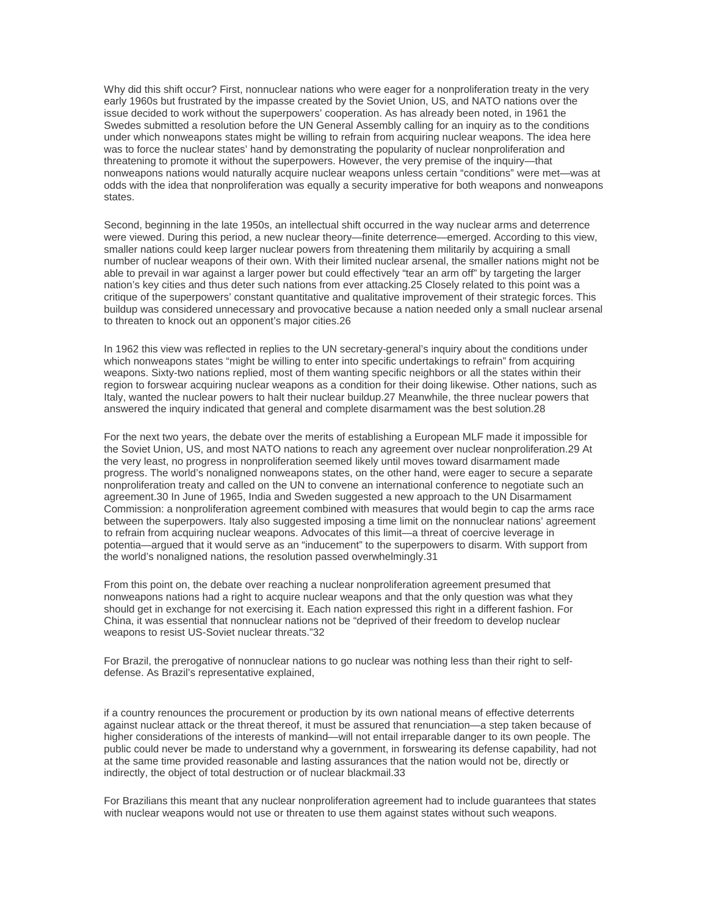Why did this shift occur? First, nonnuclear nations who were eager for a nonproliferation treaty in the very early 1960s but frustrated by the impasse created by the Soviet Union, US, and NATO nations over the issue decided to work without the superpowers' cooperation. As has already been noted, in 1961 the Swedes submitted a resolution before the UN General Assembly calling for an inquiry as to the conditions under which nonweapons states might be willing to refrain from acquiring nuclear weapons. The idea here was to force the nuclear states' hand by demonstrating the popularity of nuclear nonproliferation and threatening to promote it without the superpowers. However, the very premise of the inquiry—that nonweapons nations would naturally acquire nuclear weapons unless certain "conditions" were met—was at odds with the idea that nonproliferation was equally a security imperative for both weapons and nonweapons states.

Second, beginning in the late 1950s, an intellectual shift occurred in the way nuclear arms and deterrence were viewed. During this period, a new nuclear theory—finite deterrence—emerged. According to this view, smaller nations could keep larger nuclear powers from threatening them militarily by acquiring a small number of nuclear weapons of their own. With their limited nuclear arsenal, the smaller nations might not be able to prevail in war against a larger power but could effectively "tear an arm off" by targeting the larger nation's key cities and thus deter such nations from ever attacking.25 Closely related to this point was a critique of the superpowers' constant quantitative and qualitative improvement of their strategic forces. This buildup was considered unnecessary and provocative because a nation needed only a small nuclear arsenal to threaten to knock out an opponent's major cities.26

In 1962 this view was reflected in replies to the UN secretary-general's inquiry about the conditions under which nonweapons states "might be willing to enter into specific undertakings to refrain" from acquiring weapons. Sixty-two nations replied, most of them wanting specific neighbors or all the states within their region to forswear acquiring nuclear weapons as a condition for their doing likewise. Other nations, such as Italy, wanted the nuclear powers to halt their nuclear buildup.27 Meanwhile, the three nuclear powers that answered the inquiry indicated that general and complete disarmament was the best solution.28

For the next two years, the debate over the merits of establishing a European MLF made it impossible for the Soviet Union, US, and most NATO nations to reach any agreement over nuclear nonproliferation.29 At the very least, no progress in nonproliferation seemed likely until moves toward disarmament made progress. The world's nonaligned nonweapons states, on the other hand, were eager to secure a separate nonproliferation treaty and called on the UN to convene an international conference to negotiate such an agreement.30 In June of 1965, India and Sweden suggested a new approach to the UN Disarmament Commission: a nonproliferation agreement combined with measures that would begin to cap the arms race between the superpowers. Italy also suggested imposing a time limit on the nonnuclear nations' agreement to refrain from acquiring nuclear weapons. Advocates of this limit—a threat of coercive leverage in potentia—argued that it would serve as an "inducement" to the superpowers to disarm. With support from the world's nonaligned nations, the resolution passed overwhelmingly.31

From this point on, the debate over reaching a nuclear nonproliferation agreement presumed that nonweapons nations had a right to acquire nuclear weapons and that the only question was what they should get in exchange for not exercising it. Each nation expressed this right in a different fashion. For China, it was essential that nonnuclear nations not be "deprived of their freedom to develop nuclear weapons to resist US-Soviet nuclear threats."32

For Brazil, the prerogative of nonnuclear nations to go nuclear was nothing less than their right to self-defense. As Brazil's representative explained,

> if a country renounces the procurement or production by its own national means of effective deterrents against nuclear attack or the threat thereof, it must be assured that renunciation—a step taken because of higher considerations of the interests of mankind—will not entail irreparable danger to its own people. The public could never be made to understand why a government, in forswearing its defense capability, had not at the same time provided reasonable and lasting assurances that the nation would not be, directly or indirectly, the object of total destruction or of nuclear blackmail.33

For Brazilians this meant that any nuclear nonproliferation agreement had to include guarantees that states with nuclear weapons would not use or threaten to use them against states without such weapons.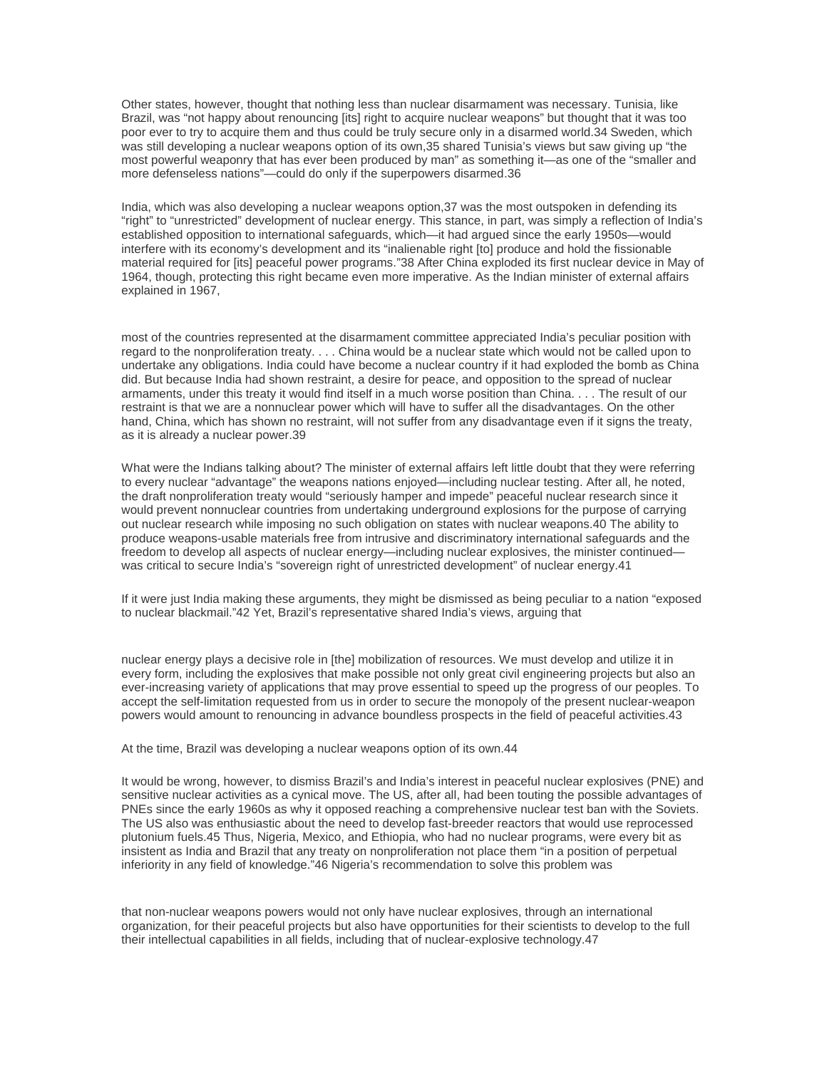Other states, however, thought that nothing less than nuclear disarmament was necessary. Tunisia, like Brazil, was "not happy about renouncing [its] right to acquire nuclear weapons" but thought that it was too poor ever to try to acquire them and thus could be truly secure only in a disarmed world.34 Sweden, which was still developing a nuclear weapons option of its own,35 shared Tunisia's views but saw giving up "the most powerful weaponry that has ever been produced by man" as something it—as one of the "smaller and more defenseless nations"—could do only if the superpowers disarmed.36

India, which was also developing a nuclear weapons option,37 was the most outspoken in defending its "right" to "unrestricted" development of nuclear energy. This stance, in part, was simply a reflection of India's established opposition to international safeguards, which—it had argued since the early 1950s—would interfere with its economy's development and its "inalienable right [to] produce and hold the fissionable material required for [its] peaceful power programs."38 After China exploded its first nuclear device in May of 1964, though, protecting this right became even more imperative. As the Indian minister of external affairs explained in 1967,

> most of the countries represented at the disarmament committee appreciated India's peculiar position with regard to the nonproliferation treaty. . . . China would be a nuclear state which would not be called upon to undertake any obligations. India could have become a nuclear country if it had exploded the bomb as China did. But because India had shown restraint, a desire for peace, and opposition to the spread of nuclear armaments, under this treaty it would find itself in a much worse position than China. . . . The result of our restraint is that we are a nonnuclear power which will have to suffer all the disadvantages. On the other hand, China, which has shown no restraint, will not suffer from any disadvantage even if it signs the treaty, as it is already a nuclear power.39

What were the Indians talking about? The minister of external affairs left little doubt that they were referring to every nuclear "advantage" the weapons nations enjoyed—including nuclear testing. After all, he noted, the draft nonproliferation treaty would "seriously hamper and impede" peaceful nuclear research since it would prevent nonnuclear countries from undertaking underground explosions for the purpose of carrying out nuclear research while imposing no such obligation on states with nuclear weapons.40 The ability to produce weapons-usable materials free from intrusive and discriminatory international safeguards and the freedom to develop all aspects of nuclear energy—including nuclear explosives, the minister continued—was critical to secure India's "sovereign right of unrestricted development" of nuclear energy.41

If it were just India making these arguments, they might be dismissed as being peculiar to a nation "exposed to nuclear blackmail."42 Yet, Brazil's representative shared India's views, arguing that

> nuclear energy plays a decisive role in [the] mobilization of resources. We must develop and utilize it in every form, including the explosives that make possible not only great civil engineering projects but also an ever-increasing variety of applications that may prove essential to speed up the progress of our peoples. To accept the self-limitation requested from us in order to secure the monopoly of the present nuclear-weapon powers would amount to renouncing in advance boundless prospects in the field of peaceful activities.43

At the time, Brazil was developing a nuclear weapons option of its own.44

It would be wrong, however, to dismiss Brazil's and India's interest in peaceful nuclear explosives (PNE) and sensitive nuclear activities as a cynical move. The US, after all, had been touting the possible advantages of PNEs since the early 1960s as why it opposed reaching a comprehensive nuclear test ban with the Soviets. The US also was enthusiastic about the need to develop fast-breeder reactors that would use reprocessed plutonium fuels.45 Thus, Nigeria, Mexico, and Ethiopia, who had no nuclear programs, were every bit as insistent as India and Brazil that any treaty on nonproliferation not place them "in a position of perpetual inferiority in any field of knowledge."46 Nigeria's recommendation to solve this problem was

> that non-nuclear weapons powers would not only have nuclear explosives, through an international organization, for their peaceful projects but also have opportunities for their scientists to develop to the full their intellectual capabilities in all fields, including that of nuclear-explosive technology.47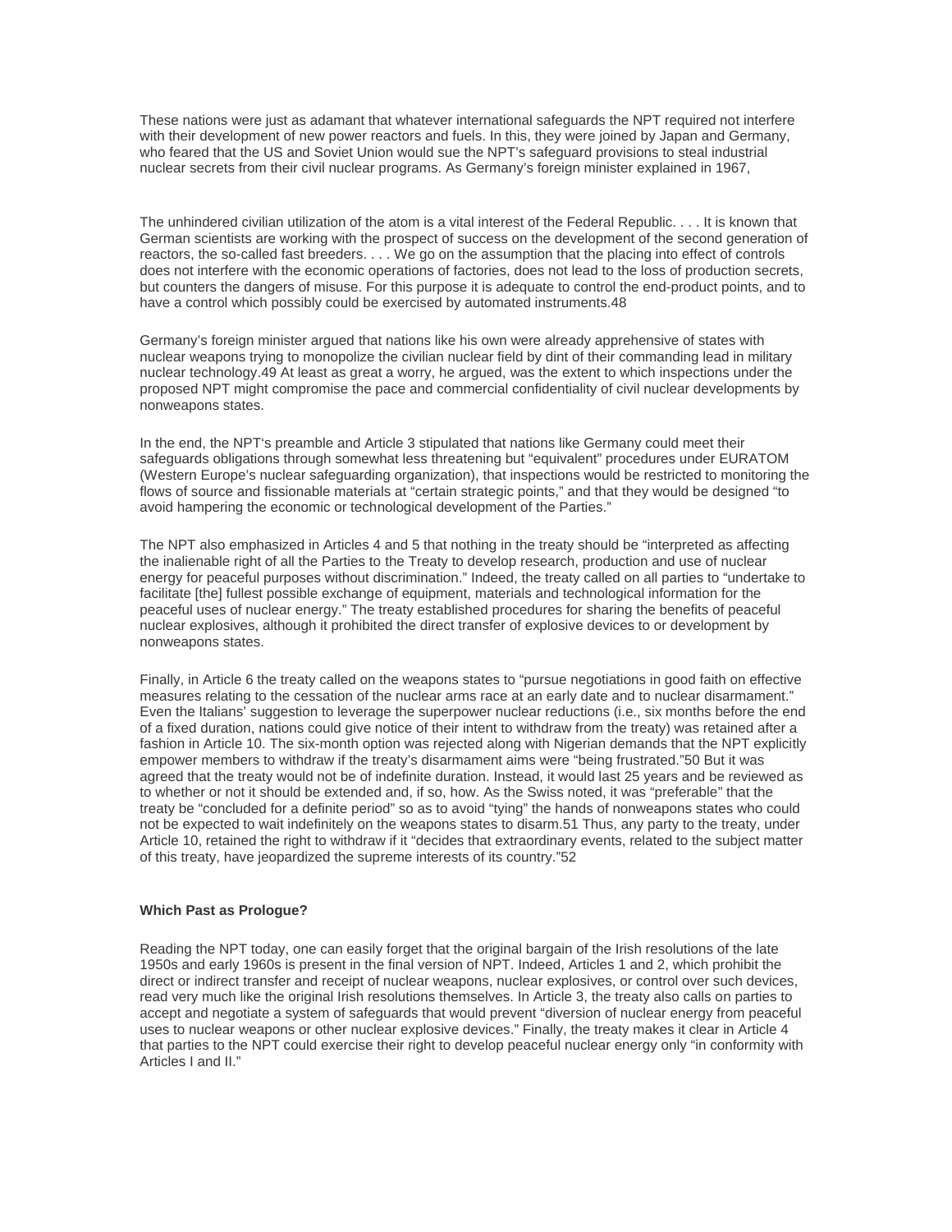These nations were just as adamant that whatever international safeguards the NPT required not interfere with their development of new power reactors and fuels. In this, they were joined by Japan and Germany, who feared that the US and Soviet Union would sue the NPT's safeguard provisions to steal industrial nuclear secrets from their civil nuclear programs. As Germany's foreign minister explained in 1967,

> The unhindered civilian utilization of the atom is a vital interest of the Federal Republic. . . . It is known that German scientists are working with the prospect of success on the development of the second generation of reactors, the so-called fast breeders. . . . We go on the assumption that the placing into effect of controls does not interfere with the economic operations of factories, does not lead to the loss of production secrets, but counters the dangers of misuse. For this purpose it is adequate to control the end-product points, and to have a control which possibly could be exercised by automated instruments.48

Germany's foreign minister argued that nations like his own were already apprehensive of states with nuclear weapons trying to monopolize the civilian nuclear field by dint of their commanding lead in military nuclear technology.49 At least as great a worry, he argued, was the extent to which inspections under the proposed NPT might compromise the pace and commercial confidentiality of civil nuclear developments by nonweapons states.

In the end, the NPT's preamble and Article 3 stipulated that nations like Germany could meet their safeguards obligations through somewhat less threatening but "equivalent" procedures under EURATOM (Western Europe's nuclear safeguarding organization), that inspections would be restricted to monitoring the flows of source and fissionable materials at "certain strategic points," and that they would be designed "to avoid hampering the economic or technological development of the Parties."

The NPT also emphasized in Articles 4 and 5 that nothing in the treaty should be "interpreted as affecting the inalienable right of all the Parties to the Treaty to develop research, production and use of nuclear energy for peaceful purposes without discrimination." Indeed, the treaty called on all parties to "undertake to facilitate [the] fullest possible exchange of equipment, materials and technological information for the peaceful uses of nuclear energy." The treaty established procedures for sharing the benefits of peaceful nuclear explosives, although it prohibited the direct transfer of explosive devices to or development by nonweapons states.

Finally, in Article 6 the treaty called on the weapons states to "pursue negotiations in good faith on effective measures relating to the cessation of the nuclear arms race at an early date and to nuclear disarmament." Even the Italians' suggestion to leverage the superpower nuclear reductions (i.e., six months before the end of a fixed duration, nations could give notice of their intent to withdraw from the treaty) was retained after a fashion in Article 10. The six-month option was rejected along with Nigerian demands that the NPT explicitly empower members to withdraw if the treaty's disarmament aims were "being frustrated."50 But it was agreed that the treaty would not be of indefinite duration. Instead, it would last 25 years and be reviewed as to whether or not it should be extended and, if so, how. As the Swiss noted, it was "preferable" that the treaty be "concluded for a definite period" so as to avoid "tying" the hands of nonweapons states who could not be expected to wait indefinitely on the weapons states to disarm.51 Thus, any party to the treaty, under Article 10, retained the right to withdraw if it "decides that extraordinary events, related to the subject matter of this treaty, have jeopardized the supreme interests of its country."52

**Which Past as Prologue?**

Reading the NPT today, one can easily forget that the original bargain of the Irish resolutions of the late 1950s and early 1960s is present in the final version of NPT. Indeed, Articles 1 and 2, which prohibit the direct or indirect transfer and receipt of nuclear weapons, nuclear explosives, or control over such devices, read very much like the original Irish resolutions themselves. In Article 3, the treaty also calls on parties to accept and negotiate a system of safeguards that would prevent "diversion of nuclear energy from peaceful uses to nuclear weapons or other nuclear explosive devices." Finally, the treaty makes it clear in Article 4 that parties to the NPT could exercise their right to develop peaceful nuclear energy only "in conformity with Articles I and II."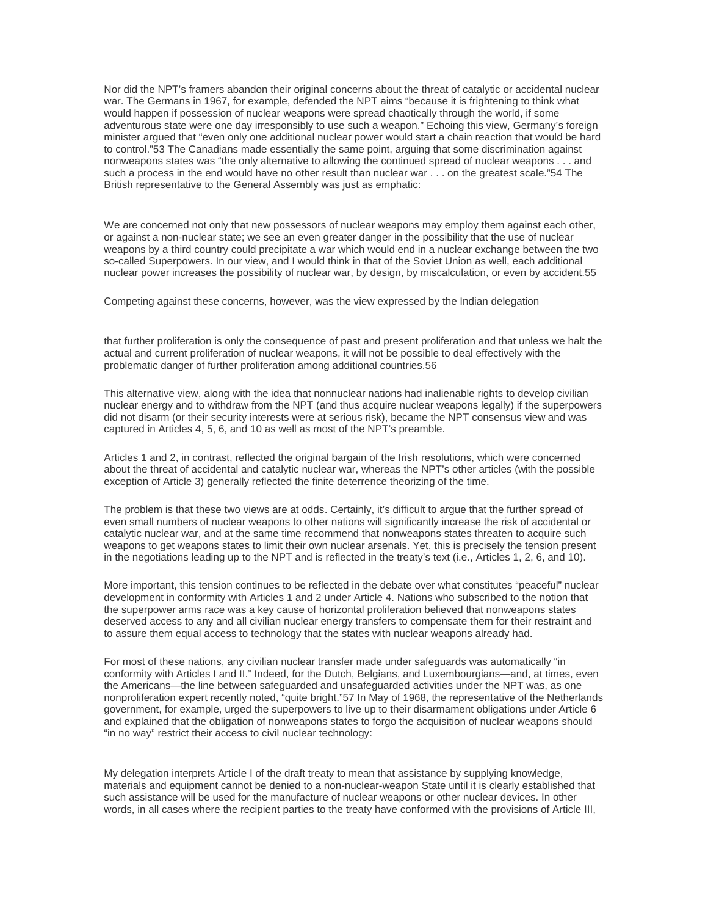Nor did the NPT's framers abandon their original concerns about the threat of catalytic or accidental nuclear war. The Germans in 1967, for example, defended the NPT aims "because it is frightening to think what would happen if possession of nuclear weapons were spread chaotically through the world, if some adventurous state were one day irresponsibly to use such a weapon." Echoing this view, Germany's foreign minister argued that "even only one additional nuclear power would start a chain reaction that would be hard to control."53 The Canadians made essentially the same point, arguing that some discrimination against nonweapons states was "the only alternative to allowing the continued spread of nuclear weapons . . . and such a process in the end would have no other result than nuclear war . . . on the greatest scale."54 The British representative to the General Assembly was just as emphatic:

> We are concerned not only that new possessors of nuclear weapons may employ them against each other, or against a non-nuclear state; we see an even greater danger in the possibility that the use of nuclear weapons by a third country could precipitate a war which would end in a nuclear exchange between the two so-called Superpowers. In our view, and I would think in that of the Soviet Union as well, each additional nuclear power increases the possibility of nuclear war, by design, by miscalculation, or even by accident.55

Competing against these concerns, however, was the view expressed by the Indian delegation

> that further proliferation is only the consequence of past and present proliferation and that unless we halt the actual and current proliferation of nuclear weapons, it will not be possible to deal effectively with the problematic danger of further proliferation among additional countries.56

This alternative view, along with the idea that nonnuclear nations had inalienable rights to develop civilian nuclear energy and to withdraw from the NPT (and thus acquire nuclear weapons legally) if the superpowers did not disarm (or their security interests were at serious risk), became the NPT consensus view and was captured in Articles 4, 5, 6, and 10 as well as most of the NPT's preamble.

Articles 1 and 2, in contrast, reflected the original bargain of the Irish resolutions, which were concerned about the threat of accidental and catalytic nuclear war, whereas the NPT's other articles (with the possible exception of Article 3) generally reflected the finite deterrence theorizing of the time.

The problem is that these two views are at odds. Certainly, it's difficult to argue that the further spread of even small numbers of nuclear weapons to other nations will significantly increase the risk of accidental or catalytic nuclear war, and at the same time recommend that nonweapons states threaten to acquire such weapons to get weapons states to limit their own nuclear arsenals. Yet, this is precisely the tension present in the negotiations leading up to the NPT and is reflected in the treaty's text (i.e., Articles 1, 2, 6, and 10).

More important, this tension continues to be reflected in the debate over what constitutes "peaceful" nuclear development in conformity with Articles 1 and 2 under Article 4. Nations who subscribed to the notion that the superpower arms race was a key cause of horizontal proliferation believed that nonweapons states deserved access to any and all civilian nuclear energy transfers to compensate them for their restraint and to assure them equal access to technology that the states with nuclear weapons already had.

For most of these nations, any civilian nuclear transfer made under safeguards was automatically "in conformity with Articles I and II." Indeed, for the Dutch, Belgians, and Luxembourgians—and, at times, even the Americans—the line between safeguarded and unsafeguarded activities under the NPT was, as one nonproliferation expert recently noted, "quite bright."57 In May of 1968, the representative of the Netherlands government, for example, urged the superpowers to live up to their disarmament obligations under Article 6 and explained that the obligation of nonweapons states to forgo the acquisition of nuclear weapons should "in no way" restrict their access to civil nuclear technology:

> My delegation interprets Article I of the draft treaty to mean that assistance by supplying knowledge, materials and equipment cannot be denied to a non-nuclear-weapon State until it is clearly established that such assistance will be used for the manufacture of nuclear weapons or other nuclear devices. In other words, in all cases where the recipient parties to the treaty have conformed with the provisions of Article III,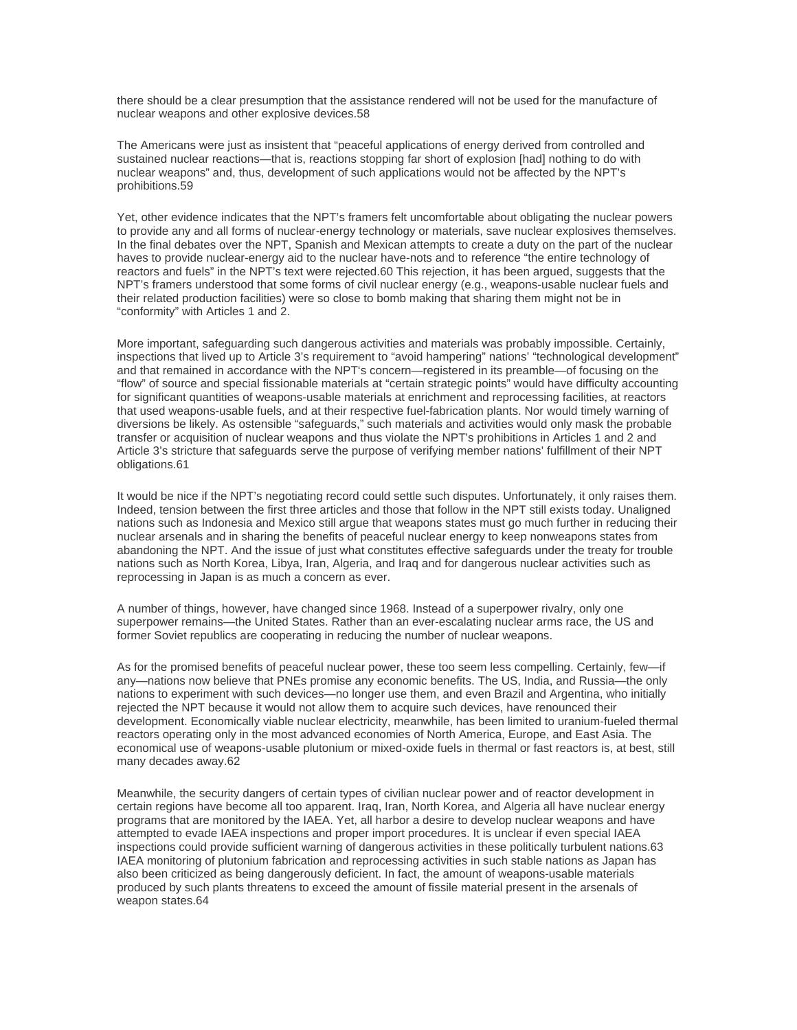there should be a clear presumption that the assistance rendered will not be used for the manufacture of nuclear weapons and other explosive devices.58

The Americans were just as insistent that "peaceful applications of energy derived from controlled and sustained nuclear reactions—that is, reactions stopping far short of explosion [had] nothing to do with nuclear weapons" and, thus, development of such applications would not be affected by the NPT's prohibitions.59

Yet, other evidence indicates that the NPT's framers felt uncomfortable about obligating the nuclear powers to provide any and all forms of nuclear-energy technology or materials, save nuclear explosives themselves. In the final debates over the NPT, Spanish and Mexican attempts to create a duty on the part of the nuclear haves to provide nuclear-energy aid to the nuclear have-nots and to reference "the entire technology of reactors and fuels" in the NPT's text were rejected.60 This rejection, it has been argued, suggests that the NPT's framers understood that some forms of civil nuclear energy (e.g., weapons-usable nuclear fuels and their related production facilities) were so close to bomb making that sharing them might not be in "conformity" with Articles 1 and 2.

More important, safeguarding such dangerous activities and materials was probably impossible. Certainly, inspections that lived up to Article 3's requirement to "avoid hampering" nations' "technological development" and that remained in accordance with the NPT's concern—registered in its preamble—of focusing on the "flow" of source and special fissionable materials at "certain strategic points" would have difficulty accounting for significant quantities of weapons-usable materials at enrichment and reprocessing facilities, at reactors that used weapons-usable fuels, and at their respective fuel-fabrication plants. Nor would timely warning of diversions be likely. As ostensible "safeguards," such materials and activities would only mask the probable transfer or acquisition of nuclear weapons and thus violate the NPT's prohibitions in Articles 1 and 2 and Article 3's stricture that safeguards serve the purpose of verifying member nations' fulfillment of their NPT obligations.61

It would be nice if the NPT's negotiating record could settle such disputes. Unfortunately, it only raises them. Indeed, tension between the first three articles and those that follow in the NPT still exists today. Unaligned nations such as Indonesia and Mexico still argue that weapons states must go much further in reducing their nuclear arsenals and in sharing the benefits of peaceful nuclear energy to keep nonweapons states from abandoning the NPT. And the issue of just what constitutes effective safeguards under the treaty for trouble nations such as North Korea, Libya, Iran, Algeria, and Iraq and for dangerous nuclear activities such as reprocessing in Japan is as much a concern as ever.

A number of things, however, have changed since 1968. Instead of a superpower rivalry, only one superpower remains—the United States. Rather than an ever-escalating nuclear arms race, the US and former Soviet republics are cooperating in reducing the number of nuclear weapons.

As for the promised benefits of peaceful nuclear power, these too seem less compelling. Certainly, few—if any—nations now believe that PNEs promise any economic benefits. The US, India, and Russia—the only nations to experiment with such devices—no longer use them, and even Brazil and Argentina, who initially rejected the NPT because it would not allow them to acquire such devices, have renounced their development. Economically viable nuclear electricity, meanwhile, has been limited to uranium-fueled thermal reactors operating only in the most advanced economies of North America, Europe, and East Asia. The economical use of weapons-usable plutonium or mixed-oxide fuels in thermal or fast reactors is, at best, still many decades away.62

Meanwhile, the security dangers of certain types of civilian nuclear power and of reactor development in certain regions have become all too apparent. Iraq, Iran, North Korea, and Algeria all have nuclear energy programs that are monitored by the IAEA. Yet, all harbor a desire to develop nuclear weapons and have attempted to evade IAEA inspections and proper import procedures. It is unclear if even special IAEA inspections could provide sufficient warning of dangerous activities in these politically turbulent nations.63 IAEA monitoring of plutonium fabrication and reprocessing activities in such stable nations as Japan has also been criticized as being dangerously deficient. In fact, the amount of weapons-usable materials produced by such plants threatens to exceed the amount of fissile material present in the arsenals of weapon states.64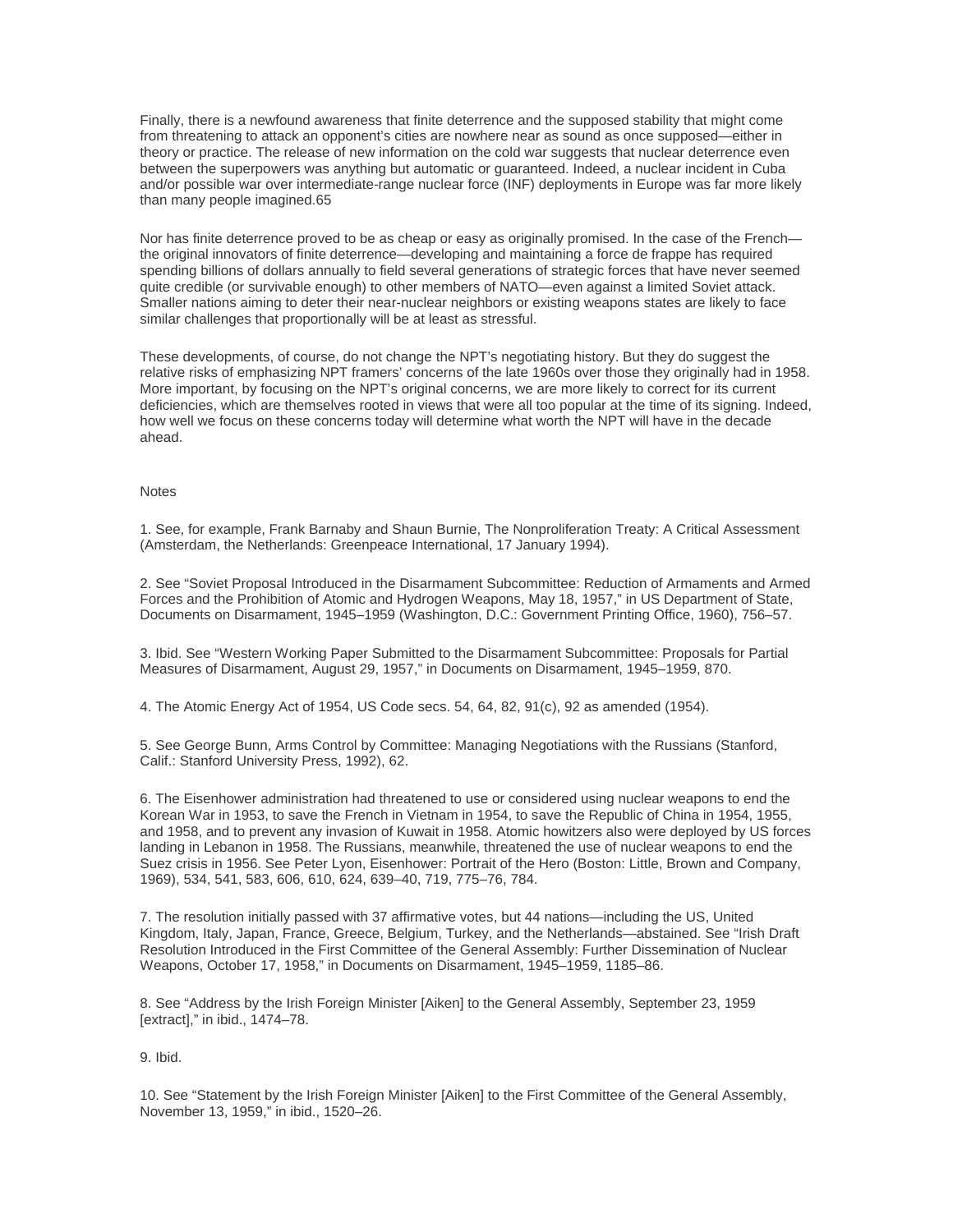Finally, there is a newfound awareness that finite deterrence and the supposed stability that might come from threatening to attack an opponent's cities are nowhere near as sound as once supposed—either in theory or practice. The release of new information on the cold war suggests that nuclear deterrence even between the superpowers was anything but automatic or guaranteed. Indeed, a nuclear incident in Cuba and/or possible war over intermediate-range nuclear force (INF) deployments in Europe was far more likely than many people imagined.65

Nor has finite deterrence proved to be as cheap or easy as originally promised. In the case of the French—the original innovators of finite deterrence—developing and maintaining a force de frappe has required spending billions of dollars annually to field several generations of strategic forces that have never seemed quite credible (or survivable enough) to other members of NATO—even against a limited Soviet attack. Smaller nations aiming to deter their near-nuclear neighbors or existing weapons states are likely to face similar challenges that proportionally will be at least as stressful.

These developments, of course, do not change the NPT's negotiating history. But they do suggest the relative risks of emphasizing NPT framers' concerns of the late 1960s over those they originally had in 1958. More important, by focusing on the NPT's original concerns, we are more likely to correct for its current deficiencies, which are themselves rooted in views that were all too popular at the time of its signing. Indeed, how well we focus on these concerns today will determine what worth the NPT will have in the decade ahead.

Notes

1. See, for example, Frank Barnaby and Shaun Burnie, The Nonproliferation Treaty: A Critical Assessment (Amsterdam, the Netherlands: Greenpeace International, 17 January 1994).

2. See "Soviet Proposal Introduced in the Disarmament Subcommittee: Reduction of Armaments and Armed Forces and the Prohibition of Atomic and Hydrogen Weapons, May 18, 1957," in US Department of State, Documents on Disarmament, 1945–1959 (Washington, D.C.: Government Printing Office, 1960), 756–57.

3. Ibid. See "Western Working Paper Submitted to the Disarmament Subcommittee: Proposals for Partial Measures of Disarmament, August 29, 1957," in Documents on Disarmament, 1945–1959, 870.

4. The Atomic Energy Act of 1954, US Code secs. 54, 64, 82, 91(c), 92 as amended (1954).

5. See George Bunn, Arms Control by Committee: Managing Negotiations with the Russians (Stanford, Calif.: Stanford University Press, 1992), 62.

6. The Eisenhower administration had threatened to use or considered using nuclear weapons to end the Korean War in 1953, to save the French in Vietnam in 1954, to save the Republic of China in 1954, 1955, and 1958, and to prevent any invasion of Kuwait in 1958. Atomic howitzers also were deployed by US forces landing in Lebanon in 1958. The Russians, meanwhile, threatened the use of nuclear weapons to end the Suez crisis in 1956. See Peter Lyon, Eisenhower: Portrait of the Hero (Boston: Little, Brown and Company, 1969), 534, 541, 583, 606, 610, 624, 639–40, 719, 775–76, 784.

7. The resolution initially passed with 37 affirmative votes, but 44 nations—including the US, United Kingdom, Italy, Japan, France, Greece, Belgium, Turkey, and the Netherlands—abstained. See "Irish Draft Resolution Introduced in the First Committee of the General Assembly: Further Dissemination of Nuclear Weapons, October 17, 1958," in Documents on Disarmament, 1945–1959, 1185–86.

8. See "Address by the Irish Foreign Minister [Aiken] to the General Assembly, September 23, 1959 [extract]," in ibid., 1474–78.

9. Ibid.

10. See "Statement by the Irish Foreign Minister [Aiken] to the First Committee of the General Assembly, November 13, 1959," in ibid., 1520–26.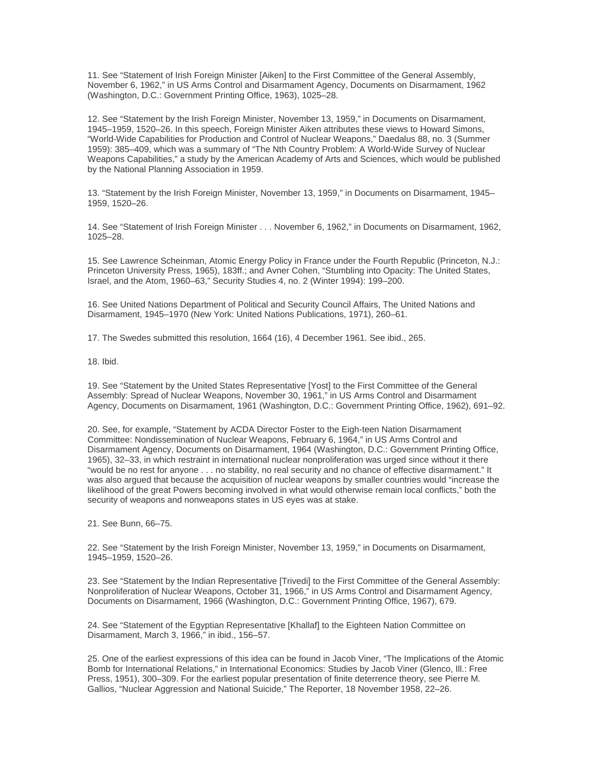11. See "Statement of Irish Foreign Minister [Aiken] to the First Committee of the General Assembly, November 6, 1962," in US Arms Control and Disarmament Agency, Documents on Disarmament, 1962 (Washington, D.C.: Government Printing Office, 1963), 1025–28.

12. See "Statement by the Irish Foreign Minister, November 13, 1959," in Documents on Disarmament, 1945–1959, 1520–26. In this speech, Foreign Minister Aiken attributes these views to Howard Simons, "World-Wide Capabilities for Production and Control of Nuclear Weapons," Daedalus 88, no. 3 (Summer 1959): 385–409, which was a summary of "The Nth Country Problem: A World-Wide Survey of Nuclear Weapons Capabilities," a study by the American Academy of Arts and Sciences, which would be published by the National Planning Association in 1959.

13. "Statement by the Irish Foreign Minister, November 13, 1959," in Documents on Disarmament, 1945–1959, 1520–26.

14. See "Statement of Irish Foreign Minister . . . November 6, 1962," in Documents on Disarmament, 1962, 1025–28.

15. See Lawrence Scheinman, Atomic Energy Policy in France under the Fourth Republic (Princeton, N.J.: Princeton University Press, 1965), 183ff.; and Avner Cohen, "Stumbling into Opacity: The United States, Israel, and the Atom, 1960–63," Security Studies 4, no. 2 (Winter 1994): 199–200.

16. See United Nations Department of Political and Security Council Affairs, The United Nations and Disarmament, 1945–1970 (New York: United Nations Publications, 1971), 260–61.

17. The Swedes submitted this resolution, 1664 (16), 4 December 1961. See ibid., 265.

18. Ibid.

19. See "Statement by the United States Representative [Yost] to the First Committee of the General Assembly: Spread of Nuclear Weapons, November 30, 1961," in US Arms Control and Disarmament Agency, Documents on Disarmament, 1961 (Washington, D.C.: Government Printing Office, 1962), 691–92.

20. See, for example, "Statement by ACDA Director Foster to the Eigh-teen Nation Disarmament Committee: Nondissemination of Nuclear Weapons, February 6, 1964," in US Arms Control and Disarmament Agency, Documents on Disarmament, 1964 (Washington, D.C.: Government Printing Office, 1965), 32–33, in which restraint in international nuclear nonproliferation was urged since without it there "would be no rest for anyone . . . no stability, no real security and no chance of effective disarmament." It was also argued that because the acquisition of nuclear weapons by smaller countries would "increase the likelihood of the great Powers becoming involved in what would otherwise remain local conflicts," both the security of weapons and nonweapons states in US eyes was at stake.

21. See Bunn, 66–75.

22. See "Statement by the Irish Foreign Minister, November 13, 1959," in Documents on Disarmament, 1945–1959, 1520–26.

23. See "Statement by the Indian Representative [Trivedi] to the First Committee of the General Assembly: Nonproliferation of Nuclear Weapons, October 31, 1966," in US Arms Control and Disarmament Agency, Documents on Disarmament, 1966 (Washington, D.C.: Government Printing Office, 1967), 679.

24. See "Statement of the Egyptian Representative [Khallaf] to the Eighteen Nation Committee on Disarmament, March 3, 1966," in ibid., 156–57.

25. One of the earliest expressions of this idea can be found in Jacob Viner, "The Implications of the Atomic Bomb for International Relations," in International Economics: Studies by Jacob Viner (Glenco, Ill.: Free Press, 1951), 300–309. For the earliest popular presentation of finite deterrence theory, see Pierre M. Gallios, "Nuclear Aggression and National Suicide," The Reporter, 18 November 1958, 22–26.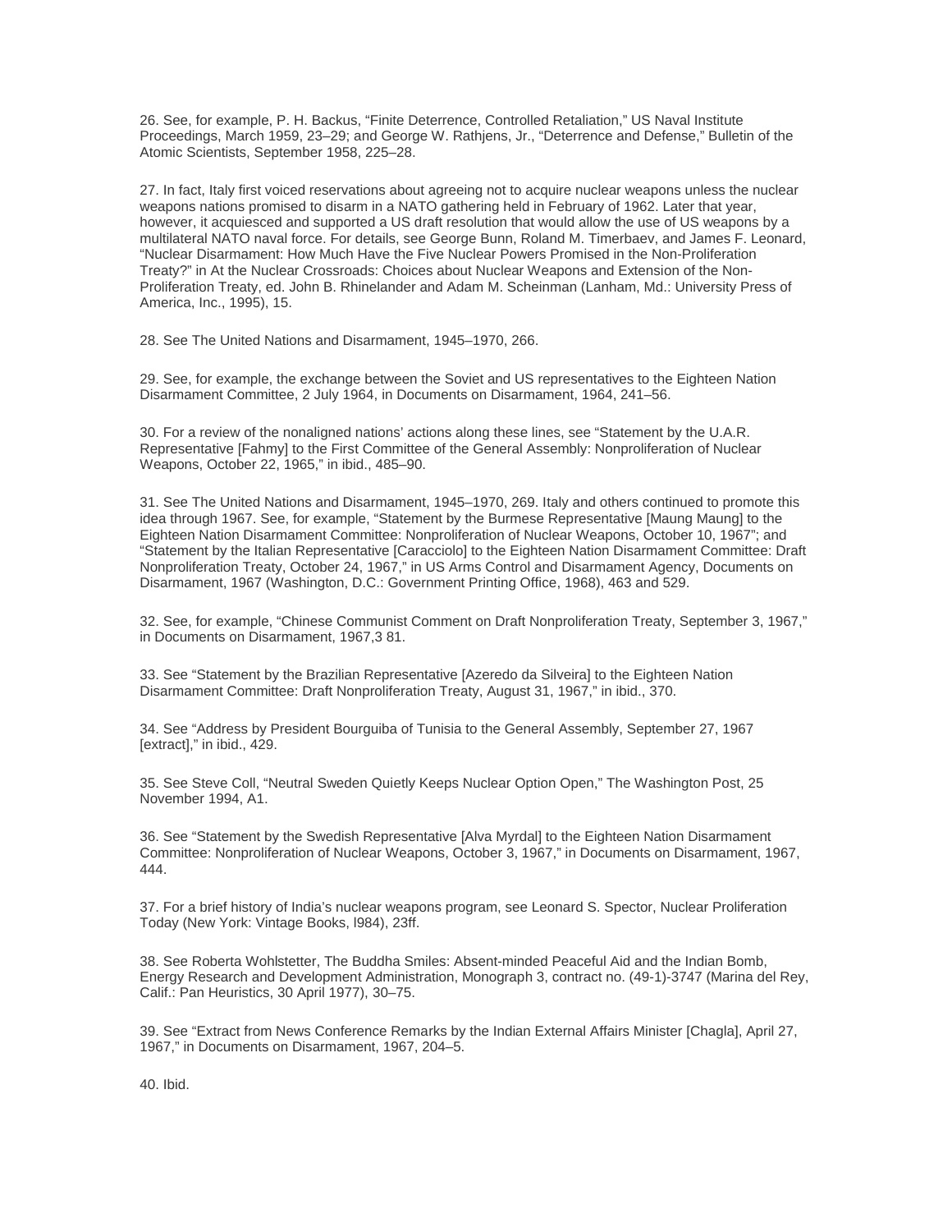26. See, for example, P. H. Backus, "Finite Deterrence, Controlled Retaliation," US Naval Institute Proceedings, March 1959, 23–29; and George W. Rathjens, Jr., "Deterrence and Defense," Bulletin of the Atomic Scientists, September 1958, 225–28.

27. In fact, Italy first voiced reservations about agreeing not to acquire nuclear weapons unless the nuclear weapons nations promised to disarm in a NATO gathering held in February of 1962. Later that year, however, it acquiesced and supported a US draft resolution that would allow the use of US weapons by a multilateral NATO naval force. For details, see George Bunn, Roland M. Timerbaev, and James F. Leonard, "Nuclear Disarmament: How Much Have the Five Nuclear Powers Promised in the Non-Proliferation Treaty?" in At the Nuclear Crossroads: Choices about Nuclear Weapons and Extension of the Non-Proliferation Treaty, ed. John B. Rhinelander and Adam M. Scheinman (Lanham, Md.: University Press of America, Inc., 1995), 15.

28. See The United Nations and Disarmament, 1945–1970, 266.

29. See, for example, the exchange between the Soviet and US representatives to the Eighteen Nation Disarmament Committee, 2 July 1964, in Documents on Disarmament, 1964, 241–56.

30. For a review of the nonaligned nations' actions along these lines, see "Statement by the U.A.R. Representative [Fahmy] to the First Committee of the General Assembly: Nonproliferation of Nuclear Weapons, October 22, 1965," in ibid., 485–90.

31. See The United Nations and Disarmament, 1945–1970, 269. Italy and others continued to promote this idea through 1967. See, for example, "Statement by the Burmese Representative [Maung Maung] to the Eighteen Nation Disarmament Committee: Nonproliferation of Nuclear Weapons, October 10, 1967"; and "Statement by the Italian Representative [Caracciolo] to the Eighteen Nation Disarmament Committee: Draft Nonproliferation Treaty, October 24, 1967," in US Arms Control and Disarmament Agency, Documents on Disarmament, 1967 (Washington, D.C.: Government Printing Office, 1968), 463 and 529.

32. See, for example, "Chinese Communist Comment on Draft Nonproliferation Treaty, September 3, 1967," in Documents on Disarmament, 1967,3 81.

33. See "Statement by the Brazilian Representative [Azeredo da Silveira] to the Eighteen Nation Disarmament Committee: Draft Nonproliferation Treaty, August 31, 1967," in ibid., 370.

34. See "Address by President Bourguiba of Tunisia to the General Assembly, September 27, 1967 [extract]," in ibid., 429.

35. See Steve Coll, "Neutral Sweden Quietly Keeps Nuclear Option Open," The Washington Post, 25 November 1994, A1.

36. See "Statement by the Swedish Representative [Alva Myrdal] to the Eighteen Nation Disarmament Committee: Nonproliferation of Nuclear Weapons, October 3, 1967," in Documents on Disarmament, 1967, 444.

37. For a brief history of India's nuclear weapons program, see Leonard S. Spector, Nuclear Proliferation Today (New York: Vintage Books, l984), 23ff.

38. See Roberta Wohlstetter, The Buddha Smiles: Absent-minded Peaceful Aid and the Indian Bomb, Energy Research and Development Administration, Monograph 3, contract no. (49-1)-3747 (Marina del Rey, Calif.: Pan Heuristics, 30 April 1977), 30–75.

39. See "Extract from News Conference Remarks by the Indian External Affairs Minister [Chagla], April 27, 1967," in Documents on Disarmament, 1967, 204–5.

40. Ibid.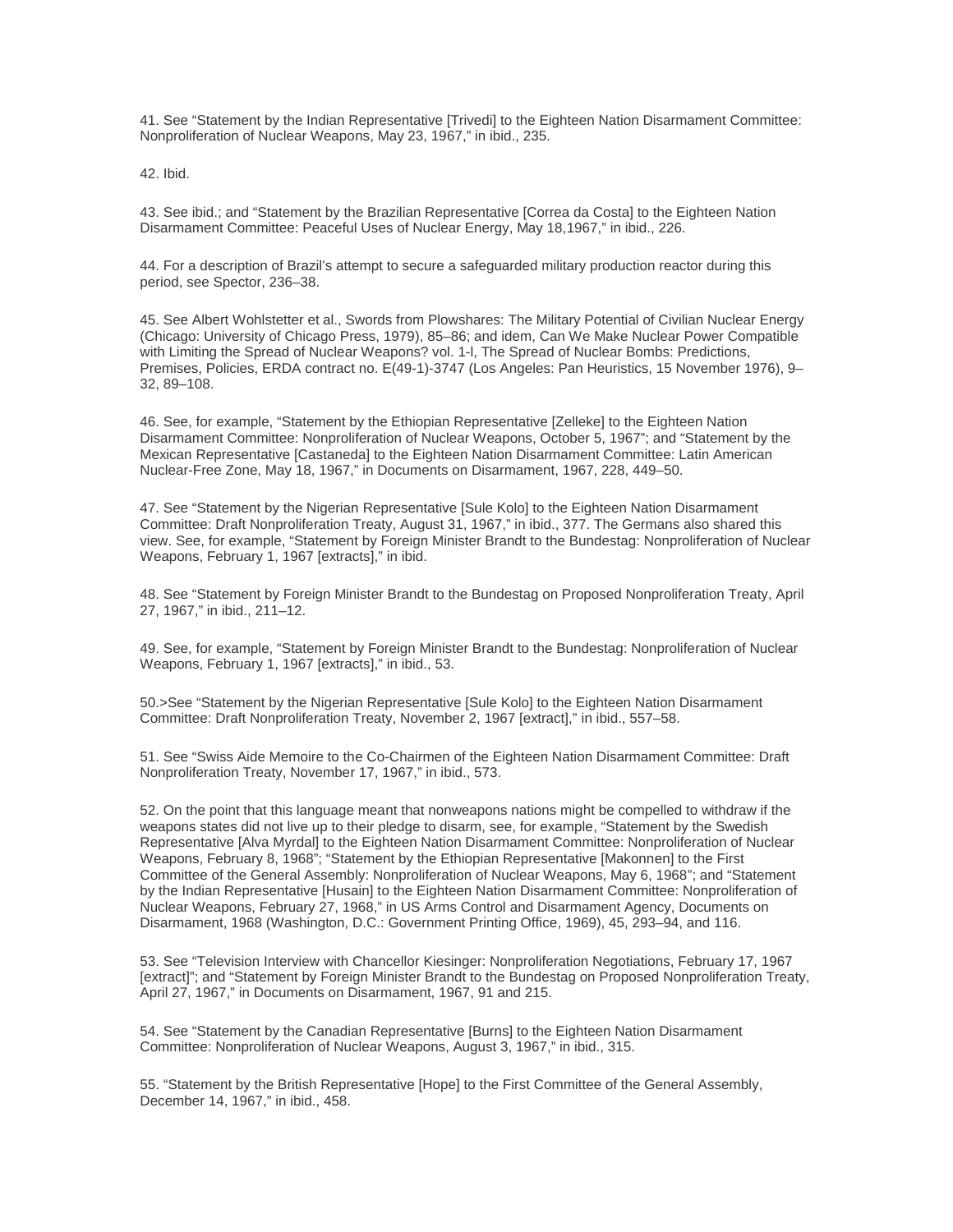41. See "Statement by the Indian Representative [Trivedi] to the Eighteen Nation Disarmament Committee: Nonproliferation of Nuclear Weapons, May 23, 1967," in ibid., 235.

42. Ibid.

43. See ibid.; and "Statement by the Brazilian Representative [Correa da Costa] to the Eighteen Nation Disarmament Committee: Peaceful Uses of Nuclear Energy, May 18,1967," in ibid., 226.

44. For a description of Brazil's attempt to secure a safeguarded military production reactor during this period, see Spector, 236–38.

45. See Albert Wohlstetter et al., Swords from Plowshares: The Military Potential of Civilian Nuclear Energy (Chicago: University of Chicago Press, 1979), 85–86; and idem, Can We Make Nuclear Power Compatible with Limiting the Spread of Nuclear Weapons? vol. 1-l, The Spread of Nuclear Bombs: Predictions, Premises, Policies, ERDA contract no. E(49-1)-3747 (Los Angeles: Pan Heuristics, 15 November 1976), 9–32, 89–108.

46. See, for example, "Statement by the Ethiopian Representative [Zelleke] to the Eighteen Nation Disarmament Committee: Nonproliferation of Nuclear Weapons, October 5, 1967"; and "Statement by the Mexican Representative [Castaneda] to the Eighteen Nation Disarmament Committee: Latin American Nuclear-Free Zone, May 18, 1967," in Documents on Disarmament, 1967, 228, 449–50.

47. See "Statement by the Nigerian Representative [Sule Kolo] to the Eighteen Nation Disarmament Committee: Draft Nonproliferation Treaty, August 31, 1967," in ibid., 377. The Germans also shared this view. See, for example, "Statement by Foreign Minister Brandt to the Bundestag: Nonproliferation of Nuclear Weapons, February 1, 1967 [extracts]," in ibid.

48. See "Statement by Foreign Minister Brandt to the Bundestag on Proposed Nonproliferation Treaty, April 27, 1967," in ibid., 211–12.

49. See, for example, "Statement by Foreign Minister Brandt to the Bundestag: Nonproliferation of Nuclear Weapons, February 1, 1967 [extracts]," in ibid., 53.

50.>See "Statement by the Nigerian Representative [Sule Kolo] to the Eighteen Nation Disarmament Committee: Draft Nonproliferation Treaty, November 2, 1967 [extract]," in ibid., 557–58.

51. See "Swiss Aide Memoire to the Co-Chairmen of the Eighteen Nation Disarmament Committee: Draft Nonproliferation Treaty, November 17, 1967," in ibid., 573.

52. On the point that this language meant that nonweapons nations might be compelled to withdraw if the weapons states did not live up to their pledge to disarm, see, for example, "Statement by the Swedish Representative [Alva Myrdal] to the Eighteen Nation Disarmament Committee: Nonproliferation of Nuclear Weapons, February 8, 1968"; "Statement by the Ethiopian Representative [Makonnen] to the First Committee of the General Assembly: Nonproliferation of Nuclear Weapons, May 6, 1968"; and "Statement by the Indian Representative [Husain] to the Eighteen Nation Disarmament Committee: Nonproliferation of Nuclear Weapons, February 27, 1968," in US Arms Control and Disarmament Agency, Documents on Disarmament, 1968 (Washington, D.C.: Government Printing Office, 1969), 45, 293–94, and 116.

53. See "Television Interview with Chancellor Kiesinger: Nonproliferation Negotiations, February 17, 1967 [extract]"; and "Statement by Foreign Minister Brandt to the Bundestag on Proposed Nonproliferation Treaty, April 27, 1967," in Documents on Disarmament, 1967, 91 and 215.

54. See "Statement by the Canadian Representative [Burns] to the Eighteen Nation Disarmament Committee: Nonproliferation of Nuclear Weapons, August 3, 1967," in ibid., 315.

55. "Statement by the British Representative [Hope] to the First Committee of the General Assembly, December 14, 1967," in ibid., 458.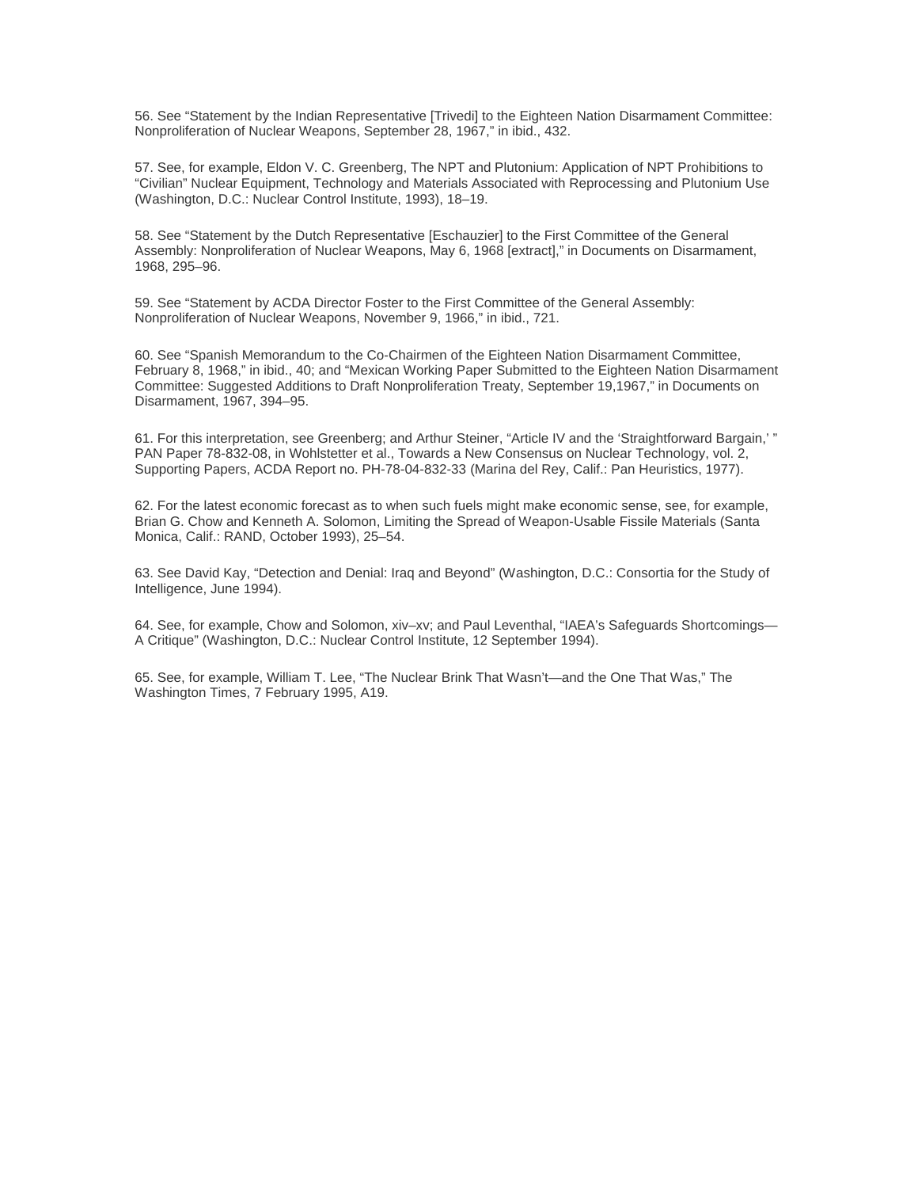56. See “Statement by the Indian Representative [Trivedi] to the Eighteen Nation Disarmament Committee: Nonproliferation of Nuclear Weapons, September 28, 1967,” in ibid., 432.

57. See, for example, Eldon V. C. Greenberg, The NPT and Plutonium: Application of NPT Prohibitions to “Civilian” Nuclear Equipment, Technology and Materials Associated with Reprocessing and Plutonium Use (Washington, D.C.: Nuclear Control Institute, 1993), 18–19.

58. See “Statement by the Dutch Representative [Eschauzier] to the First Committee of the General Assembly: Nonproliferation of Nuclear Weapons, May 6, 1968 [extract],” in Documents on Disarmament, 1968, 295–96.

59. See “Statement by ACDA Director Foster to the First Committee of the General Assembly: Nonproliferation of Nuclear Weapons, November 9, 1966,” in ibid., 721.

60. See “Spanish Memorandum to the Co-Chairmen of the Eighteen Nation Disarmament Committee, February 8, 1968,” in ibid., 40; and “Mexican Working Paper Submitted to the Eighteen Nation Disarmament Committee: Suggested Additions to Draft Nonproliferation Treaty, September 19,1967,” in Documents on Disarmament, 1967, 394–95.

61. For this interpretation, see Greenberg; and Arthur Steiner, “Article IV and the ‘Straightforward Bargain,’ ” PAN Paper 78-832-08, in Wohlstetter et al., Towards a New Consensus on Nuclear Technology, vol. 2, Supporting Papers, ACDA Report no. PH-78-04-832-33 (Marina del Rey, Calif.: Pan Heuristics, 1977).

62. For the latest economic forecast as to when such fuels might make economic sense, see, for example, Brian G. Chow and Kenneth A. Solomon, Limiting the Spread of Weapon-Usable Fissile Materials (Santa Monica, Calif.: RAND, October 1993), 25–54.

63. See David Kay, “Detection and Denial: Iraq and Beyond” (Washington, D.C.: Consortia for the Study of Intelligence, June 1994).

64. See, for example, Chow and Solomon, xiv–xv; and Paul Leventhal, “IAEA’s Safeguards Shortcomings—A Critique” (Washington, D.C.: Nuclear Control Institute, 12 September 1994).

65. See, for example, William T. Lee, “The Nuclear Brink That Wasn’t—and the One That Was,” The Washington Times, 7 February 1995, A19.